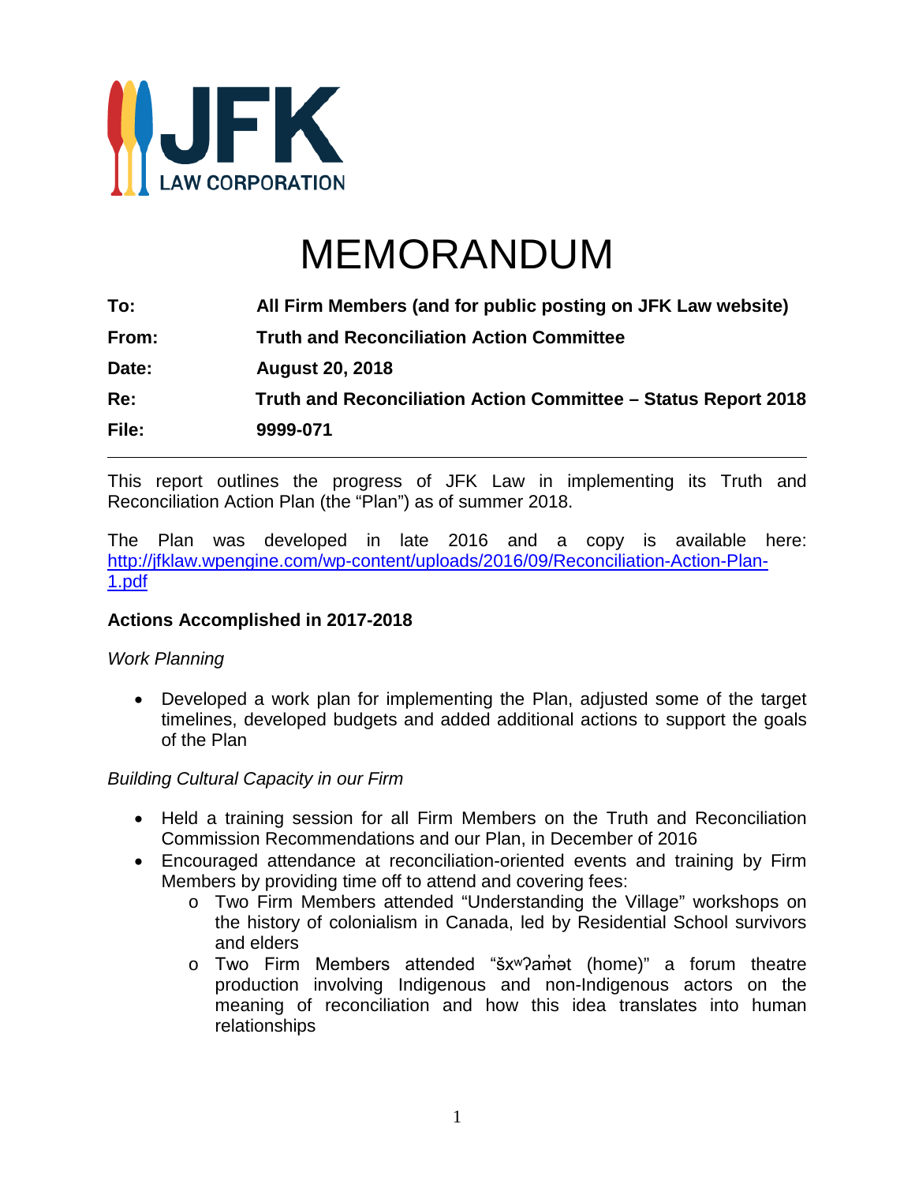JFK LAW CORPORATION

# MEMORANDUM

| | |
|---|---|
| **To:** | **All Firm Members (and for public posting on JFK Law website)** |
| **From:** | **Truth and Reconciliation Action Committee** |
| **Date:** | **August 20, 2018** |
| **Re:** | **Truth and Reconciliation Action Committee – Status Report 2018** |
| **File:** | **9999-071** |

---

This report outlines the progress of JFK Law in implementing its Truth and Reconciliation Action Plan (the "Plan") as of summer 2018.

The Plan was developed in late 2016 and a copy is available here: [http://jfklaw.wpengine.com/wp-content/uploads/2016/09/Reconciliation-Action-Plan-1.pdf](http://jfklaw.wpengine.com/wp-content/uploads/2016/09/Reconciliation-Action-Plan-1.pdf)

**Actions Accomplished in 2017-2018**

*Work Planning*

- Developed a work plan for implementing the Plan, adjusted some of the target timelines, developed budgets and added additional actions to support the goals of the Plan

*Building Cultural Capacity in our Firm*

- Held a training session for all Firm Members on the Truth and Reconciliation Commission Recommendations and our Plan, in December of 2016
- Encouraged attendance at reconciliation-oriented events and training by Firm Members by providing time off to attend and covering fees:
  - Two Firm Members attended "Understanding the Village" workshops on the history of colonialism in Canada, led by Residential School survivors and elders
  - Two Firm Members attended "šxʷʔam̓ət (home)" a forum theatre production involving Indigenous and non-Indigenous actors on the meaning of reconciliation and how this idea translates into human relationships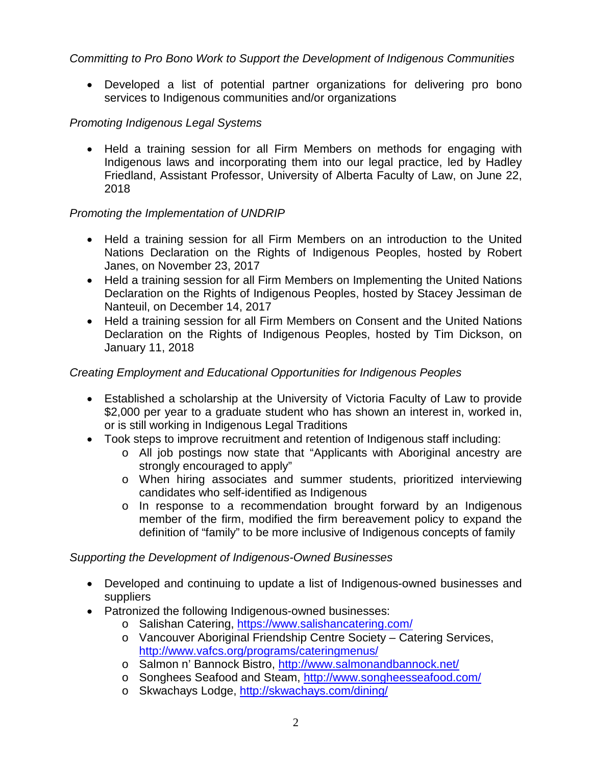*Committing to Pro Bono Work to Support the Development of Indigenous Communities*

- Developed a list of potential partner organizations for delivering pro bono services to Indigenous communities and/or organizations

*Promoting Indigenous Legal Systems*

- Held a training session for all Firm Members on methods for engaging with Indigenous laws and incorporating them into our legal practice, led by Hadley Friedland, Assistant Professor, University of Alberta Faculty of Law, on June 22, 2018

*Promoting the Implementation of UNDRIP*

- Held a training session for all Firm Members on an introduction to the United Nations Declaration on the Rights of Indigenous Peoples, hosted by Robert Janes, on November 23, 2017
- Held a training session for all Firm Members on Implementing the United Nations Declaration on the Rights of Indigenous Peoples, hosted by Stacey Jessiman de Nanteuil, on December 14, 2017
- Held a training session for all Firm Members on Consent and the United Nations Declaration on the Rights of Indigenous Peoples, hosted by Tim Dickson, on January 11, 2018

*Creating Employment and Educational Opportunities for Indigenous Peoples*

- Established a scholarship at the University of Victoria Faculty of Law to provide $2,000 per year to a graduate student who has shown an interest in, worked in, or is still working in Indigenous Legal Traditions
- Took steps to improve recruitment and retention of Indigenous staff including:
  - All job postings now state that "Applicants with Aboriginal ancestry are strongly encouraged to apply"
  - When hiring associates and summer students, prioritized interviewing candidates who self-identified as Indigenous
  - In response to a recommendation brought forward by an Indigenous member of the firm, modified the firm bereavement policy to expand the definition of "family" to be more inclusive of Indigenous concepts of family

*Supporting the Development of Indigenous-Owned Businesses*

- Developed and continuing to update a list of Indigenous-owned businesses and suppliers
- Patronized the following Indigenous-owned businesses:
  - Salishan Catering, https://www.salishancatering.com/
  - Vancouver Aboriginal Friendship Centre Society – Catering Services, http://www.vafcs.org/programs/cateringmenus/
  - Salmon n' Bannock Bistro, http://www.salmonandbannock.net/
  - Songhees Seafood and Steam, http://www.songheesseafood.com/
  - Skwachays Lodge, http://skwachays.com/dining/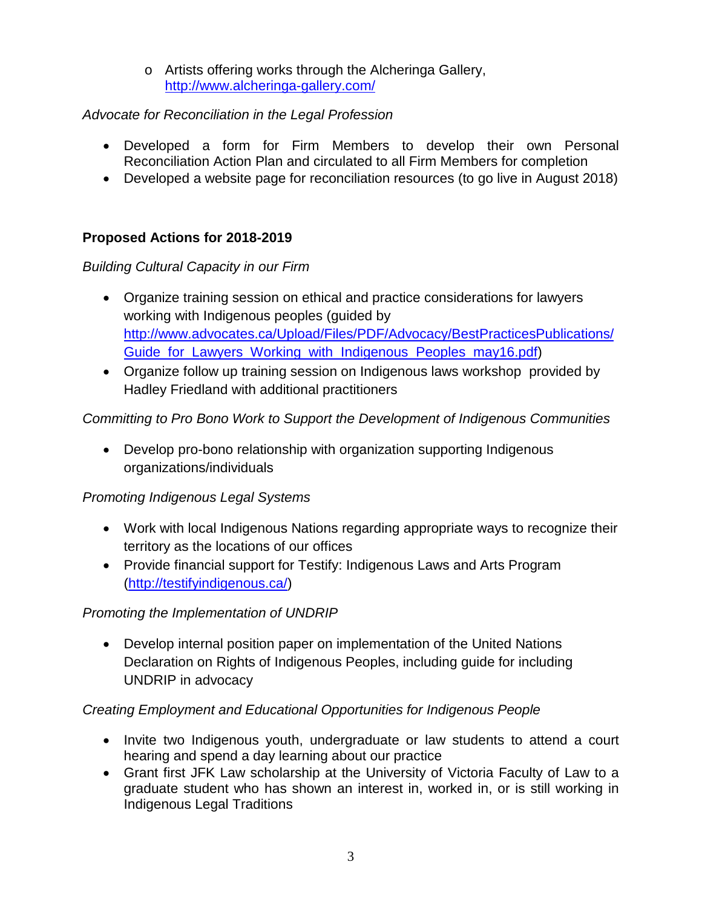- Artists offering works through the Alcheringa Gallery, http://www.alcheringa-gallery.com/

*Advocate for Reconciliation in the Legal Profession*

- Developed a form for Firm Members to develop their own Personal Reconciliation Action Plan and circulated to all Firm Members for completion
- Developed a website page for reconciliation resources (to go live in August 2018)

**Proposed Actions for 2018-2019**

*Building Cultural Capacity in our Firm*

- Organize training session on ethical and practice considerations for lawyers working with Indigenous peoples (guided by http://www.advocates.ca/Upload/Files/PDF/Advocacy/BestPracticesPublications/Guide_for_Lawyers_Working_with_Indigenous_Peoples_may16.pdf)
- Organize follow up training session on Indigenous laws workshop provided by Hadley Friedland with additional practitioners

*Committing to Pro Bono Work to Support the Development of Indigenous Communities*

- Develop pro-bono relationship with organization supporting Indigenous organizations/individuals

*Promoting Indigenous Legal Systems*

- Work with local Indigenous Nations regarding appropriate ways to recognize their territory as the locations of our offices
- Provide financial support for Testify: Indigenous Laws and Arts Program (http://testifyindigenous.ca/)

*Promoting the Implementation of UNDRIP*

- Develop internal position paper on implementation of the United Nations Declaration on Rights of Indigenous Peoples, including guide for including UNDRIP in advocacy

*Creating Employment and Educational Opportunities for Indigenous People*

- Invite two Indigenous youth, undergraduate or law students to attend a court hearing and spend a day learning about our practice
- Grant first JFK Law scholarship at the University of Victoria Faculty of Law to a graduate student who has shown an interest in, worked in, or is still working in Indigenous Legal Traditions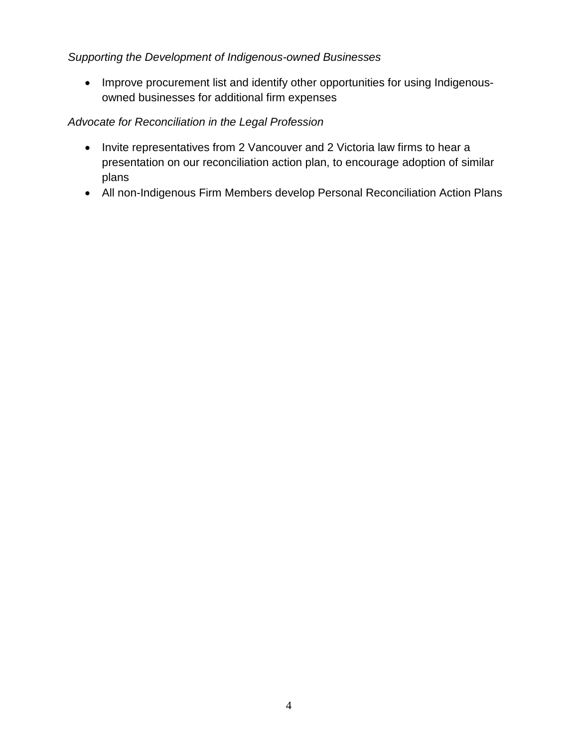*Supporting the Development of Indigenous-owned Businesses*

- Improve procurement list and identify other opportunities for using Indigenous-owned businesses for additional firm expenses

*Advocate for Reconciliation in the Legal Profession*

- Invite representatives from 2 Vancouver and 2 Victoria law firms to hear a presentation on our reconciliation action plan, to encourage adoption of similar plans
- All non-Indigenous Firm Members develop Personal Reconciliation Action Plans